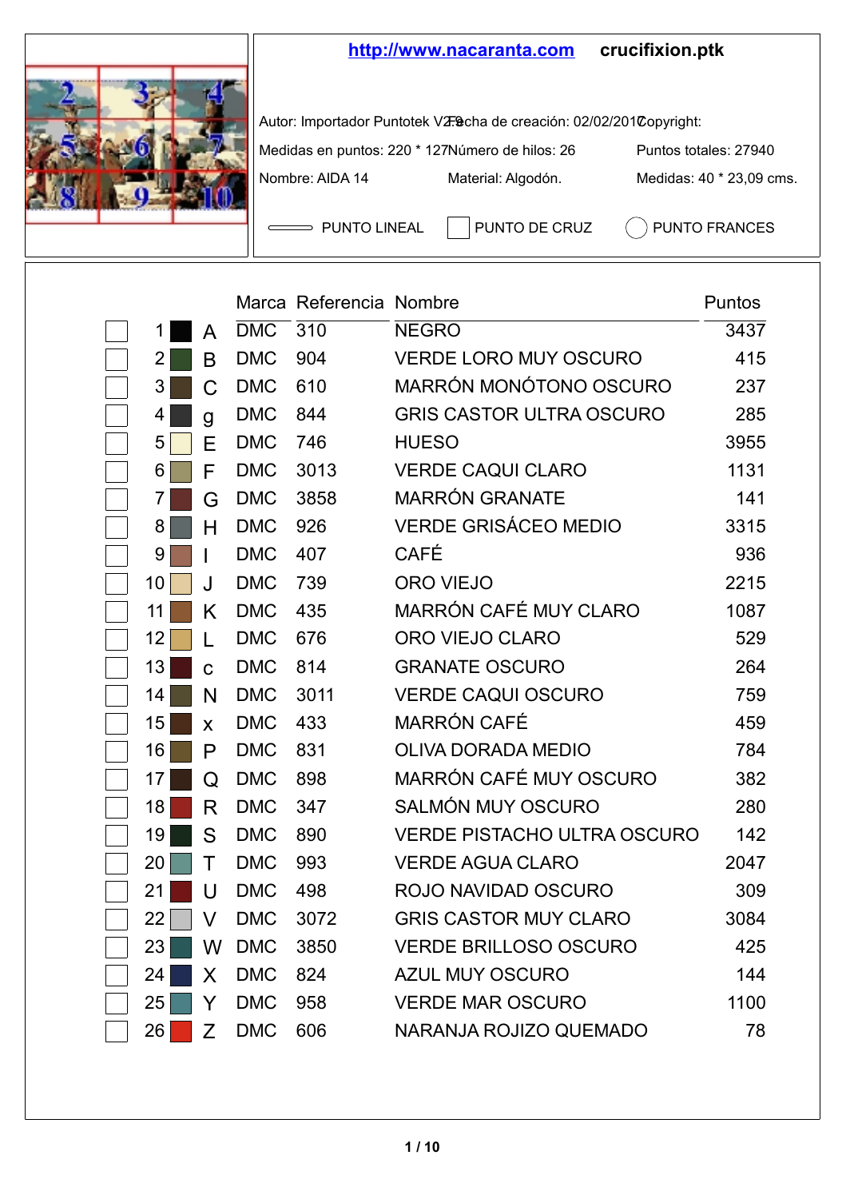**http://www.nacaranta.com** **crucifixion.ptk**

Autor: Importador Puntotek V2.0 Fecha de creación: 02/02/2017 Copyright:

Medidas en puntos: 220 * 127 Número de hilos: 26 Puntos totales: 27940

Nombre: AIDA 14 Material: Algodón. Medidas: 40 * 23,09 cms.

PUNTO LINEAL | PUNTO DE CRUZ | PUNTO FRANCES

| | | | Marca | Referencia | Nombre | Puntos |
|---|---|---|---|---|---|---|
| ☐ | 1 | A | DMC | 310 | NEGRO | 3437 |
| ☐ | 2 | B | DMC | 904 | VERDE LORO MUY OSCURO | 415 |
| ☐ | 3 | C | DMC | 610 | MARRÓN MONÓTONO OSCURO | 237 |
| ☐ | 4 | g | DMC | 844 | GRIS CASTOR ULTRA OSCURO | 285 |
| ☐ | 5 | E | DMC | 746 | HUESO | 3955 |
| ☐ | 6 | F | DMC | 3013 | VERDE CAQUI CLARO | 1131 |
| ☐ | 7 | G | DMC | 3858 | MARRÓN GRANATE | 141 |
| ☐ | 8 | H | DMC | 926 | VERDE GRISÁCEO MEDIO | 3315 |
| ☐ | 9 | I | DMC | 407 | CAFÉ | 936 |
| ☐ | 10 | J | DMC | 739 | ORO VIEJO | 2215 |
| ☐ | 11 | K | DMC | 435 | MARRÓN CAFÉ MUY CLARO | 1087 |
| ☐ | 12 | L | DMC | 676 | ORO VIEJO CLARO | 529 |
| ☐ | 13 | c | DMC | 814 | GRANATE OSCURO | 264 |
| ☐ | 14 | N | DMC | 3011 | VERDE CAQUI OSCURO | 759 |
| ☐ | 15 | x | DMC | 433 | MARRÓN CAFÉ | 459 |
| ☐ | 16 | P | DMC | 831 | OLIVA DORADA MEDIO | 784 |
| ☐ | 17 | Q | DMC | 898 | MARRÓN CAFÉ MUY OSCURO | 382 |
| ☐ | 18 | R | DMC | 347 | SALMÓN MUY OSCURO | 280 |
| ☐ | 19 | S | DMC | 890 | VERDE PISTACHO ULTRA OSCURO | 142 |
| ☐ | 20 | T | DMC | 993 | VERDE AGUA CLARO | 2047 |
| ☐ | 21 | U | DMC | 498 | ROJO NAVIDAD OSCURO | 309 |
| ☐ | 22 | V | DMC | 3072 | GRIS CASTOR MUY CLARO | 3084 |
| ☐ | 23 | W | DMC | 3850 | VERDE BRILLOSO OSCURO | 425 |
| ☐ | 24 | X | DMC | 824 | AZUL MUY OSCURO | 144 |
| ☐ | 25 | Y | DMC | 958 | VERDE MAR OSCURO | 1100 |
| ☐ | 26 | Z | DMC | 606 | NARANJA ROJIZO QUEMADO | 78 |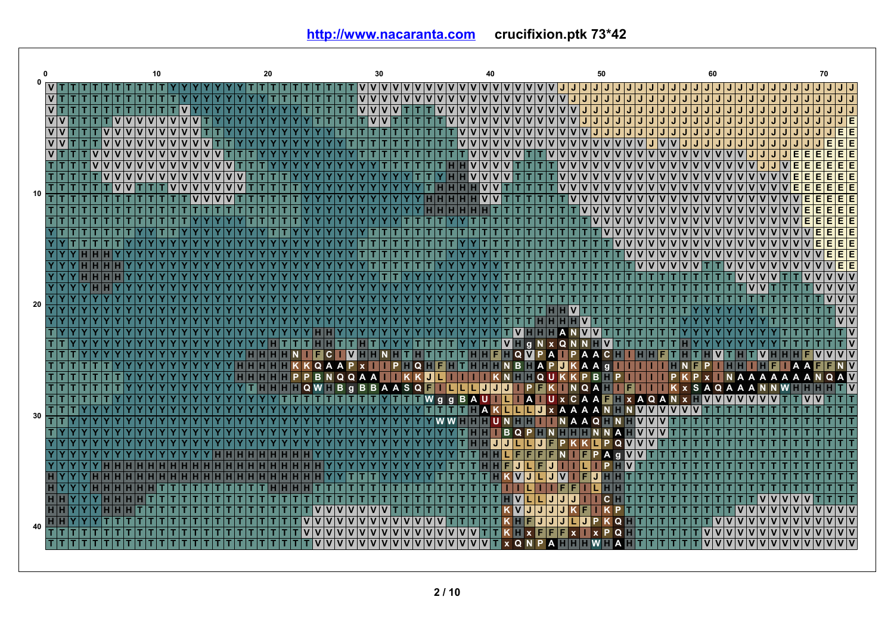http://www.nacaranta.com crucifixion.ptk 73*42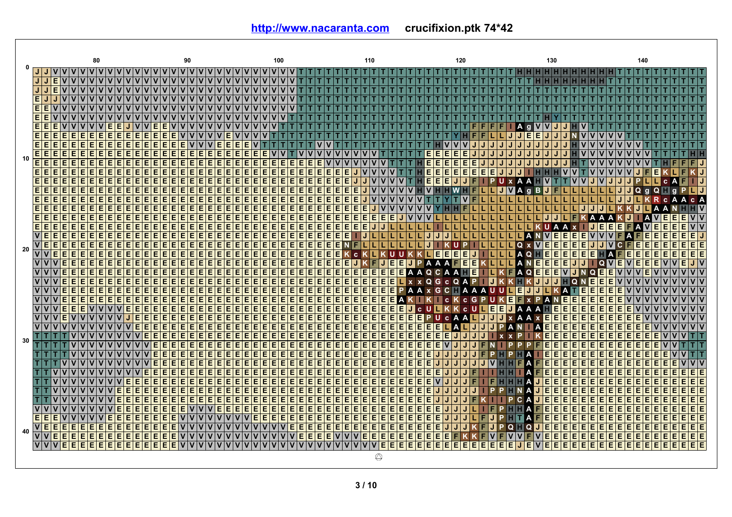**http://www.nacaranta.com** **crucifixion.ptk 74*42**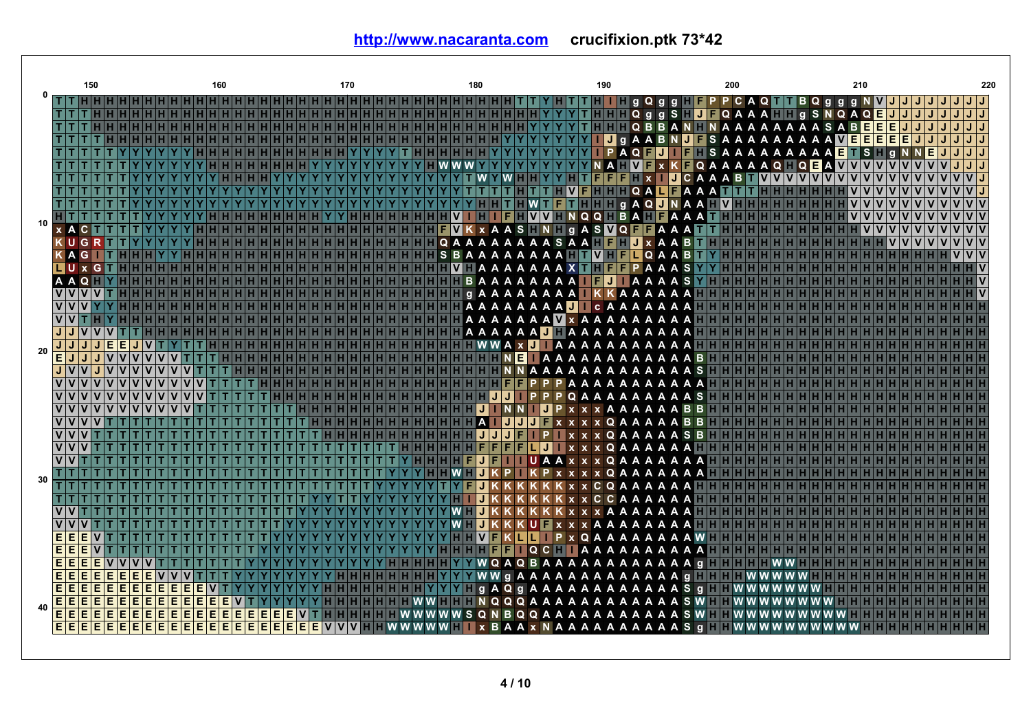http://www.nacaranta.com crucifixion.ptk 73*42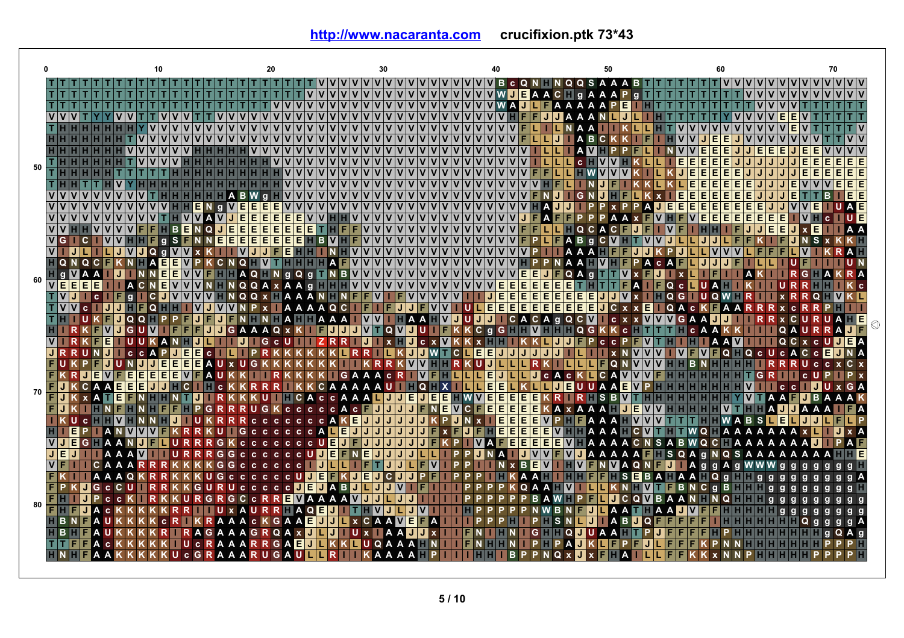http://www.nacaranta.com crucifixion.ptk 73*43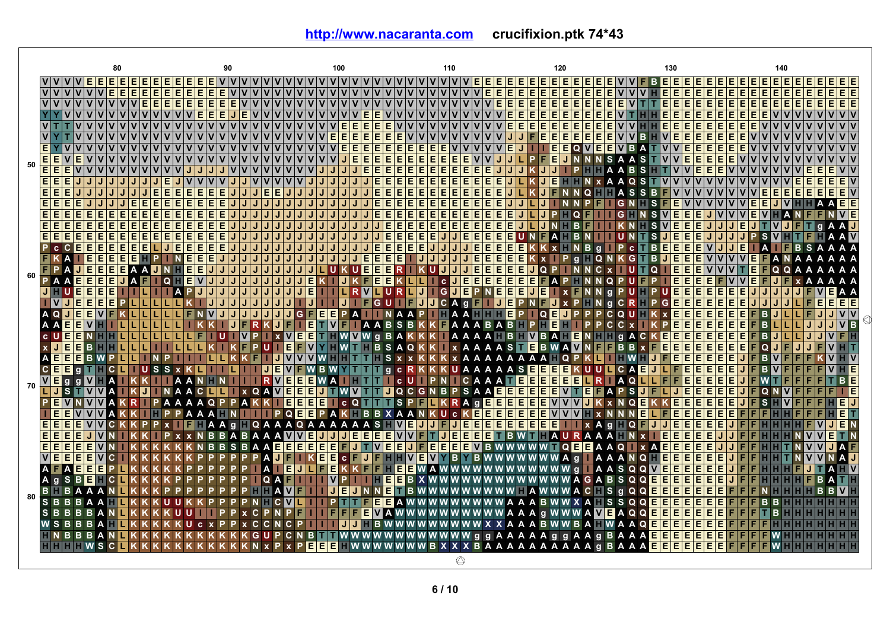**http://www.nacaranta.com** **crucifixion.ptk 74*43**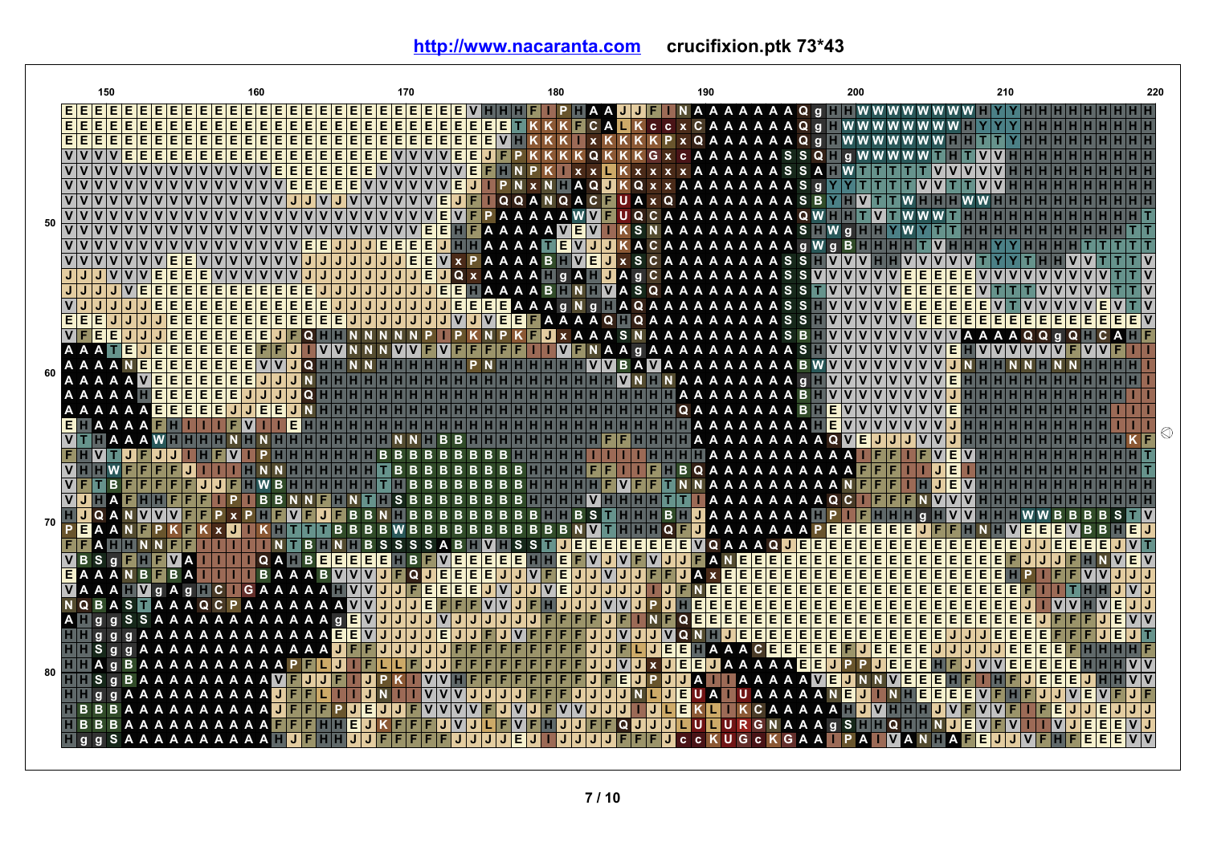http://www.nacaranta.com crucifixion.ptk 73*43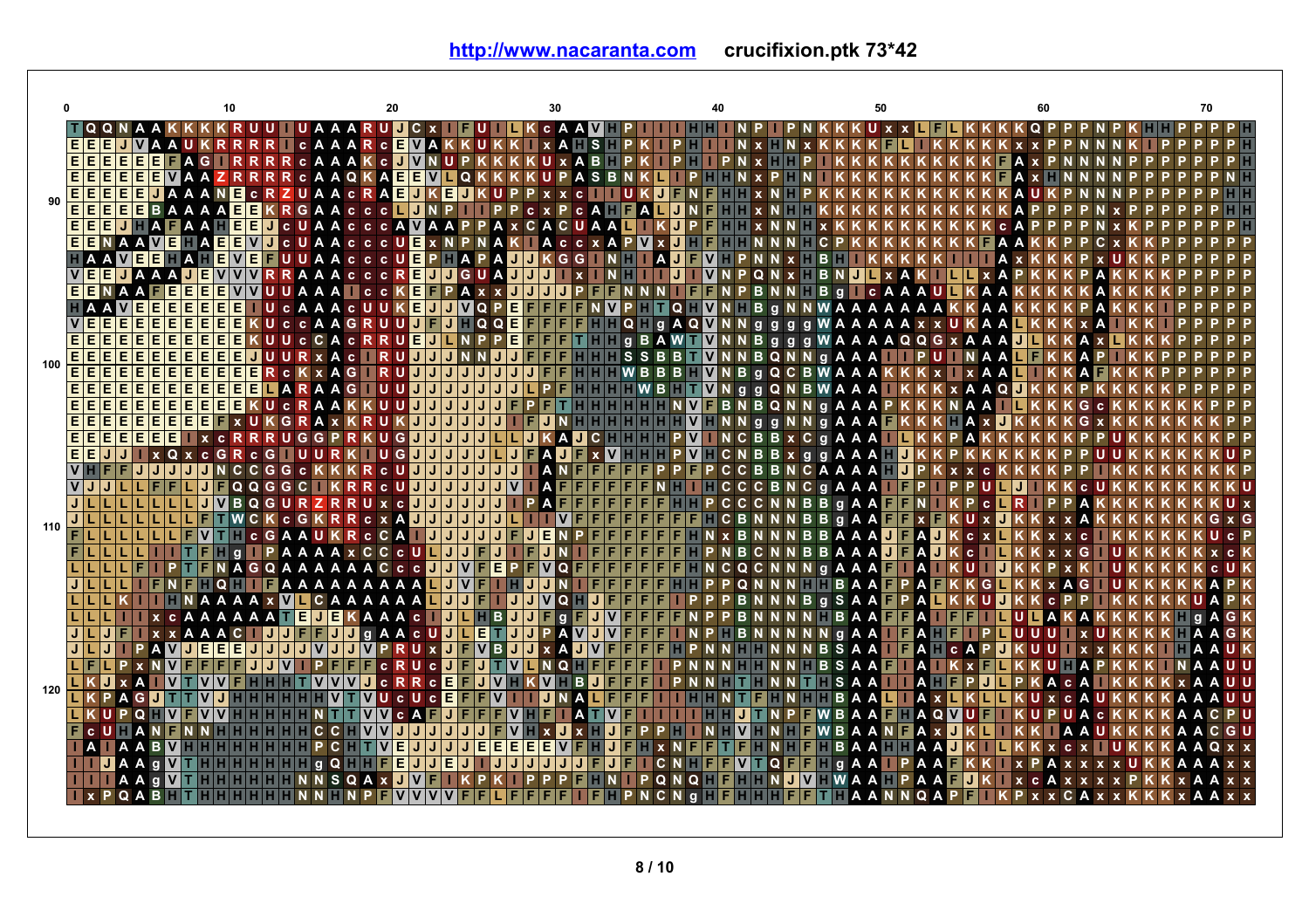# http://www.nacaranta.com crucifixion.ptk 73*42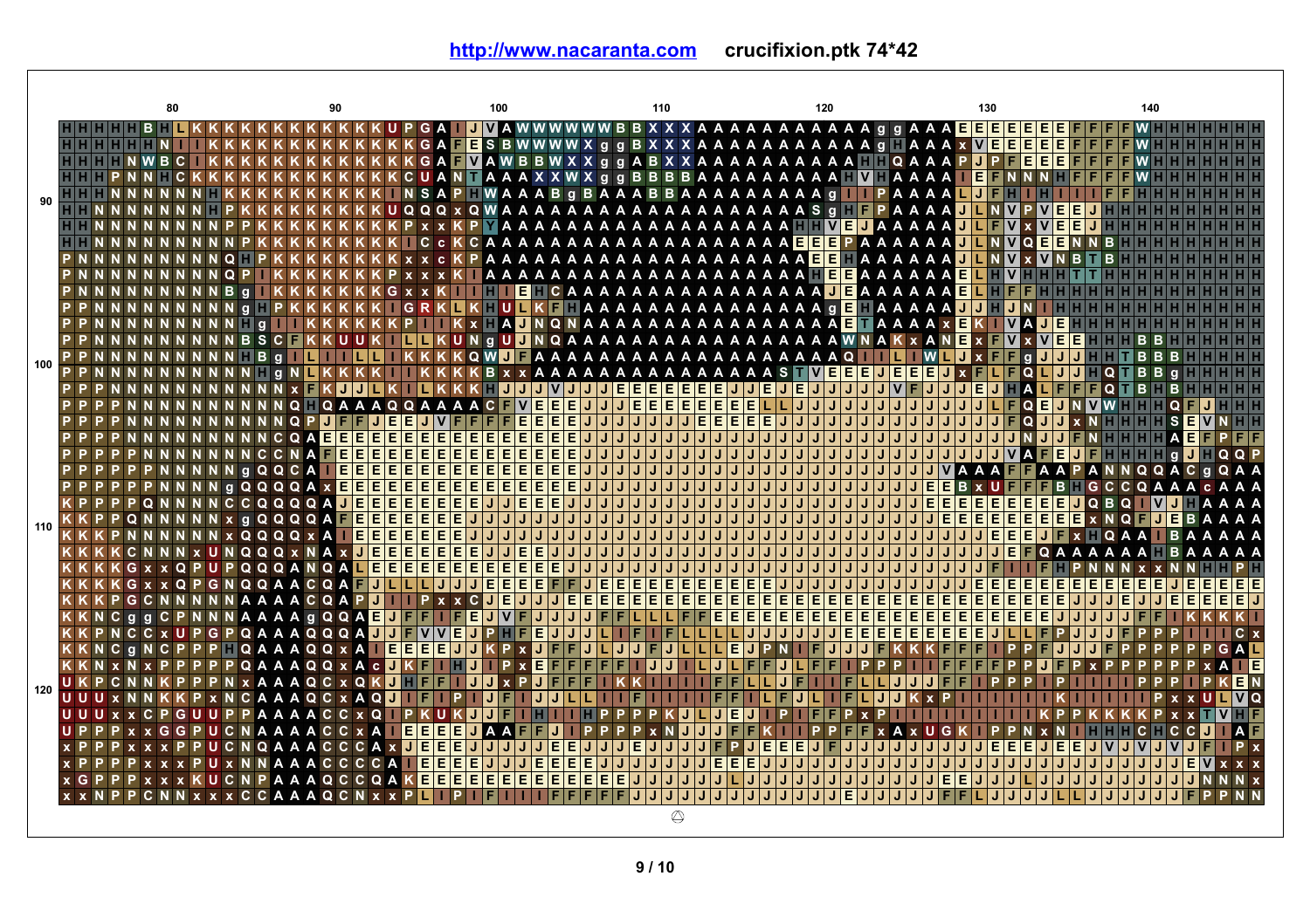**http://www.nacaranta.com**     **crucifixion.ptk 74*42**

| | 80 | 90 | 100 | 110 | 120 | 130 | 140 |
|---|---|---|---|---|---|---|---|
| | HHHHHBHLKKKKKKKKKKKKKUPGAIJVAWWWWWWBBXXXAAAAAAAAAAAggAAAEEEEEEEFFFFWHHHHHHH | | | | | | |
| | HHHHHHNIIKKKKKKKKKKKKKKGAFESBWWWWXggBXXXAAAAAAAAAAAAgHAAAxVEEEEEFFFFWHHHHHHH | | | | | | |
| | HHHHNWBCIKKKKKKKKKKKKKKGAFVAWBBWXXggABXXAAAAAAAAAAHHQAAAPJPFEEEFFFFWHHHHHHH | | | | | | |
| | HHHPNNHCKKKKKKKKKKKKKKCUANTAAAXXWXggBBBBAAAAAAAAAHVHAAAAIEFNNNHFFFFWHHHHHHH | | | | | | |
| | HHNNNNNNHKKKKKKKKKKKKINSAPHWAAABgBAAABBAAAAAAAAAAgIIPAAAALJFHIHIIFFHHHHHHHHH | | | | | | |
| 90 | HHNNNNNNNHPKKKKKKKKKUQQQxQWAAAAAAAAAAAAAAAAAAASgHFPAAAAJLNVPVEEJHHHHHHHHHHH | | | | | | |
| | HHNNNNNNNNPPKKKKKKKKKKPxxKPYAAAAAAAAAAAAAAAAAAAAHHVEJAAAAAJLFVxVEEJHHHHHHHHHHH | | | | | | |
| | HHNNNNNNNNNPKKKKKKKKKKICcKCAAAAAAAAAAAAAAAAAAAEEEPAAAAAAJLNVQEENNBHHHHHHHHHHH | | | | | | |
| | PNNNNNNNNNQHPKKKKKKKKxxcKPAAAAAAAAAAAAAAAAAAAAEEHAAAAAAJLNVxVNBTBHHHHHHHHHHH | | | | | | |
| | PNNNNNNNNNQPIKKKKKKKKPxxxKIAAAAAAAAAAAAAAAAAAAHEEAAAAAAAELHVHHHTTHHHHHHHHHHHH | | | | | | |
| | PNNNNNNNNNNBgIKKKKKKKGxxKIIHIEHCAAAAAAAAAAAAAAAAAJEAAAAAAAELHFFHHHHHHHHHHHHHHHH | | | | | | |
| | PPNNNNNNNNNNgHPKKKKKKIGRKLKHULKFHAAAAAAAAAAAAAAAAgEHAAAAAJJHJNIHHHHHHHHHHHHH | | | | | | |
| | PPNNNNNNNNNNHgIIKKKKKKPIIKxHAJNQNAAAAAAAAAAAAAAAAAETAAAAxEKIVAJEHHHHHHHHHHHHHH | | | | | | |
| | PPNNNNNNNNNNBSCFKKUUKILLKUNgUJNQAAAAAAAAAAAAAAAAAAWNAKxANExFVxVEEHHHBBHHHHHHHH | | | | | | |
| 100 | PPNNNNNNNNNNHBgILIILLIKKKKQWJFAAAAAAAAAAAAAAAAAAAAAQIILIWLJxFFgJJJHHTBBBHHHHHHH | | | | | | |
| | PPNNNNNNNNNNNHgNLKKKKIIKKKKBxxAAAAAAAAAAAAAAAAASTVEEEJEEEJxFLFQLJJHQTBBgHHHHHH | | | | | | |
| | PPPNNNNNNNNNNNNxFKJJLKILKKKHJJJVJJJEEEEEEEJJEJEJJJJJJVFJJJJEJHALFFFQTBHBHHHHHH | | | | | | |
| | PPPPNNNNNNNNNNQHQAAAAQQAAAACFVEEEJJEEEEEEEEELLJJJJJJJJJJJJJJLFQEJNVWHHHQFJHHH | | | | | | |
| | PPPPNNNNNNNNNNQPJFFJEEJVFFFFEEEEJJJJJJJEEEEEJJJJJJJJJJJJJJJJFQJJxNHHHHHSEVNHH | | | | | | |
| | PPPPNNNNNNNNNNCQAEEEEEEEEEEEEEEEEEJJJJJJJJJJJJJJJJJJJJJJJJJJJNJJFNHHHHAEFPFF | | | | | | |
| | PPPPPNNNNNNNNCCNAFEEEEEEEEEEEEEEEEEJJJJJJJJJJJJJJJJJJJJJJJJJJVAFEJFHHHHgJHQQP | | | | | | |
| | PPPPPPNNNNNNgQQCAIEEEEEEEEEEEEEEEEEJJJJJJJJJJJJJJJJJJJJJJJJJVAAAFFAAPANNQQACgQAA | | | | | | |
| | PPPPPPNNNNNgQQQQAxEEEEEEEEEEEEEEEEEJJJJJJJJJJJJJJJJJJJJJJJJEEBxUFFFBHGCCQAAAcAAA | | | | | | |
| | KPPPPPQNNNNCCQQQQAJEEEEEEEEEJJEEEJJJJJJJJJJJJJJJJJJJJJJJJEEEEEEEEEJQBQIVJHAAAA | | | | | | |
| 110 | KKPPQNNNNNNxgQQQQAFEEEEEEEJJJJJJJJJJJJJJJJJJJJJJJJJJJJJJEEEEEEEEEExNQFJEBAAAA | | | | | | |
| | KKKPNNNNNNNxQQQQxAIEEEEEEEEJJJJJJJJJJJJJJJJJJJJJJJJJJJJJJJJJEEEJFxHQAAIBAAAAA | | | | | | |
| | KKKKCNNNxUNQQQxNAxJEEEEEEEEJJEEJJJJJJJJJJJJJJJJJJJJJJJJJJJJJEFQAAAAAAHBAAAAA | | | | | | |
| | KKKKGxxQPUPQQQANQALEEEEEEEEEEEEEEJJJJJJJJJJJJJJJJJJJJJJJJJJJJFIIFHPNNNxxNNHHPH | | | | | | |
| | KKKKGxxQPGNQQAACQAFJLLLJJJEEEEFFJEEEEEEEEEEEEJJJJJJJJJJJJJJEEEEEEEEEEEEEEJEEEEE | | | | | | |
| | KKKPGCNNNNNAAAACQAPJIIPxxCJEJJJEEEEEEEEEEEEEEEEEEEEEEEEEEEEEEEEEEJJJEJJEEEEEJ | | | | | | |
| | KKNCggCPNNNAAAAgQQAEJFFIFEJVFJJJJFFLLLFFEEEEEEEEEEEEEEEEEEEEEEEEEJJJJJFFIKKKKI | | | | | | |
| | KKPNCCxUPGPQAAAQQQAJJFVVEJPHFEJJJLIFIFLLLJJJJJJEEEEEEEEEJLLFPJJJFPPPIIICx | | | | | | |
| | KKNCgNCPPPHQAAAQQxAIEEEEJJKPxJFFJLJJFJLLLEJPNIFJJJFKKKFFFIPPFJJJFPPPPPPGAL | | | | | | |
| | KKNxNxPPPPPQAAAQQxAcJKFIHJIPxEFFFFFFIJJIJLJLFFJLFFIPPPIIFFFFPPJFPxPPPPPPxAIE | | | | | | |
| 120 | UKPCNNKPPPNxAAAQCxQKJHFFIIJJxPJFFFIKKIIIIFFLLJFIIFLLJJJFFFIPPPIPIIIIIPPPIPKEN | | | | | | |
| | UUUxNNKKPxNCAAAQCxAQJIFIPIJFIJJLLIIFIIIIFFILFJLIFLJJKxPIIIIIIKIIIIIPxxULVQ | | | | | | |
| | UUUxxCPGUUPPAAAACCxQIPKUKJJFIHIIHPPPPKJLJEJIPIFFPxPIIIIIIIIIKPPKKKPxxTVHF | | | | | | |
| | UPPPxxGGPUCNAAAACCxAIEEEEJAAFFJIPPPPxNJJJFFKIIPPFFxAxUGKIPPNxNIHHHCHCCJIAF | | | | | | |
| | xPPPxxxPPUCNQAAACCCAxJEEEJJJJJEEJJJEJJJJFPJEEEJFJJJJJJJJJJEEEJEEJVJVJVJFIPx | | | | | | |
| | xPPPPxxxPUxNNAAACCCCAIEEEEJJJEEEEJJJJJJJJEEEJJJJJJJJJJJJJJJJJJJJJJJJJJJJEVxxx | | | | | | |
| | xGPPPxxxKUCNPAAAQCCQAKEEEEEEEEEEEEEEJJJJJJLJJJJJJJJJJJJJJEEJJJLJJJJJJJJJJJNNNx | | | | | | |
| | xxNPPCNNxxxCCAAAQCNxxPLIPIFIIIFFFFFJJJJJJJJJJJJJJEJJJJJFFLJJJJLLJJJJJJFPPNN | | | | | | |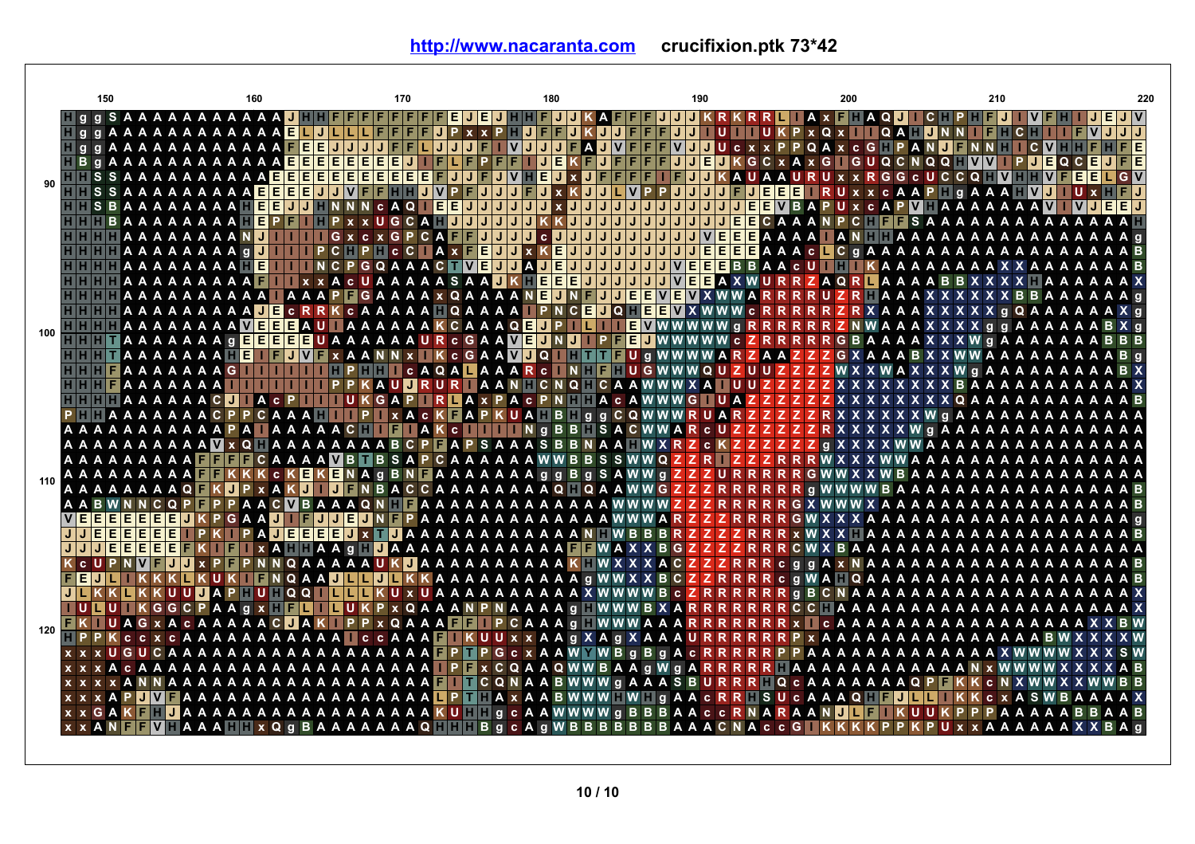**http://www.nacaranta.com** **crucifixion.ptk 73*42**

150 160 170 180 190 200 210 220

90

100

110

120